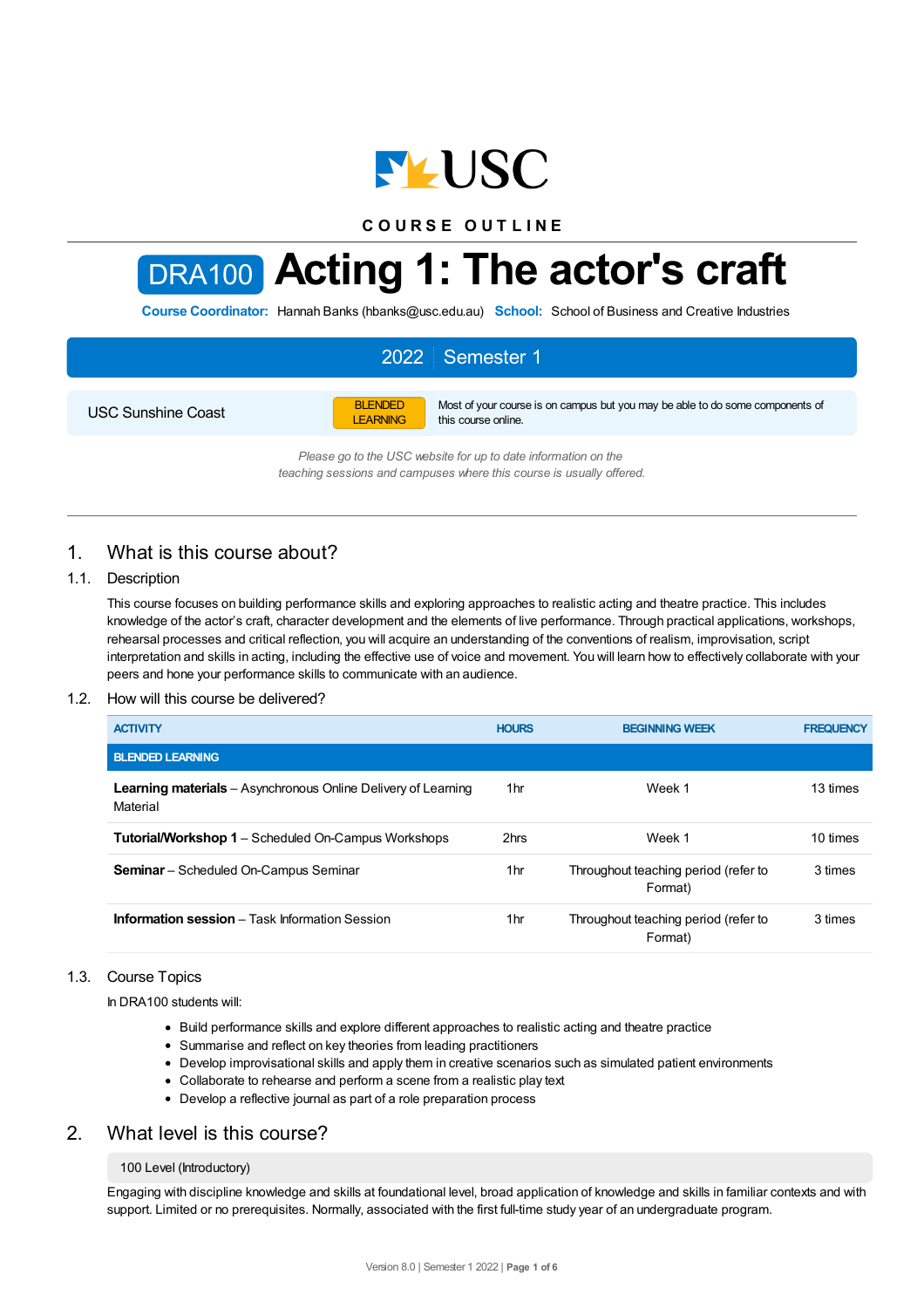COURSE OUTLINE

# DRA100 Acting 1: The actor's craft

**Course Coordinator:** Hannah Banks (hbanks@usc.edu.au) **School:** School of Business and Creative Industries

**2022 | Semester 1**

| USC Sunshine Coast | BLENDED LEARNING | Most of your course is on campus but you may be able to do some components of this course online. |
|---|---|---|

*Please go to the USC website for up to date information on the teaching sessions and campuses where this course is usually offered.*

## 1. What is this course about?

### 1.1. Description

This course focuses on building performance skills and exploring approaches to realistic acting and theatre practice. This includes knowledge of the actor's craft, character development and the elements of live performance. Through practical applications, workshops, rehearsal processes and critical reflection, you will acquire an understanding of the conventions of realism, improvisation, script interpretation and skills in acting, including the effective use of voice and movement. You will learn how to effectively collaborate with your peers and hone your performance skills to communicate with an audience.

### 1.2. How will this course be delivered?

| ACTIVITY | HOURS | BEGINNING WEEK | FREQUENCY |
|---|---|---|---|
| **BLENDED LEARNING** | | | |
| **Learning materials** – Asynchronous Online Delivery of Learning Material | 1hr | Week 1 | 13 times |
| **Tutorial/Workshop 1** – Scheduled On-Campus Workshops | 2hrs | Week 1 | 10 times |
| **Seminar** – Scheduled On-Campus Seminar | 1hr | Throughout teaching period (refer to Format) | 3 times |
| **Information session** – Task Information Session | 1hr | Throughout teaching period (refer to Format) | 3 times |

### 1.3. Course Topics

In DRA100 students will:

- Build performance skills and explore different approaches to realistic acting and theatre practice
- Summarise and reflect on key theories from leading practitioners
- Develop improvisational skills and apply them in creative scenarios such as simulated patient environments
- Collaborate to rehearse and perform a scene from a realistic play text
- Develop a reflective journal as part of a role preparation process

## 2. What level is this course?

100 Level (Introductory)

Engaging with discipline knowledge and skills at foundational level, broad application of knowledge and skills in familiar contexts and with support. Limited or no prerequisites. Normally, associated with the first full-time study year of an undergraduate program.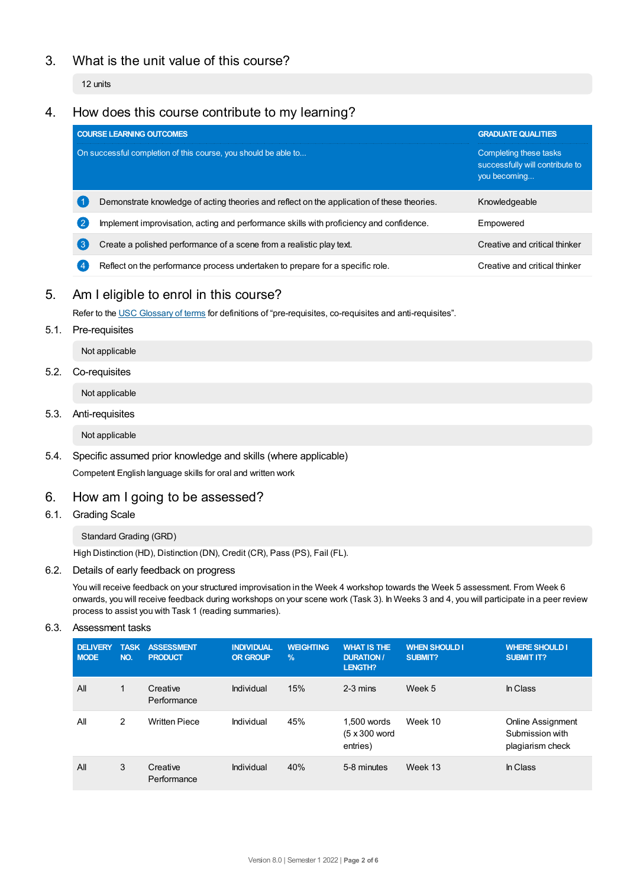## 3. What is the unit value of this course?

12 units

## 4. How does this course contribute to my learning?

| COURSE LEARNING OUTCOMES<br>On successful completion of this course, you should be able to... | GRADUATE QUALITIES<br>Completing these tasks successfully will contribute to you becoming... |
|---|---|
| 1 Demonstrate knowledge of acting theories and reflect on the application of these theories. | Knowledgeable |
| 2 Implement improvisation, acting and performance skills with proficiency and confidence. | Empowered |
| 3 Create a polished performance of a scene from a realistic play text. | Creative and critical thinker |
| 4 Reflect on the performance process undertaken to prepare for a specific role. | Creative and critical thinker |

## 5. Am I eligible to enrol in this course?

Refer to the USC Glossary of terms for definitions of "pre-requisites, co-requisites and anti-requisites".

### 5.1. Pre-requisites

Not applicable

### 5.2. Co-requisites

Not applicable

### 5.3. Anti-requisites

Not applicable

### 5.4. Specific assumed prior knowledge and skills (where applicable)

Competent English language skills for oral and written work

## 6. How am I going to be assessed?

### 6.1. Grading Scale

Standard Grading (GRD)

High Distinction (HD), Distinction (DN), Credit (CR), Pass (PS), Fail (FL).

### 6.2. Details of early feedback on progress

You will receive feedback on your structured improvisation in the Week 4 workshop towards the Week 5 assessment. From Week 6 onwards, you will receive feedback during workshops on your scene work (Task 3). In Weeks 3 and 4, you will participate in a peer review process to assist you with Task 1 (reading summaries).

### 6.3. Assessment tasks

| DELIVERY MODE | TASK NO. | ASSESSMENT PRODUCT | INDIVIDUAL OR GROUP | WEIGHTING % | WHAT IS THE DURATION / LENGTH? | WHEN SHOULD I SUBMIT? | WHERE SHOULD I SUBMIT IT? |
|---|---|---|---|---|---|---|---|
| All | 1 | Creative Performance | Individual | 15% | 2-3 mins | Week 5 | In Class |
| All | 2 | Written Piece | Individual | 45% | 1,500 words (5 x 300 word entries) | Week 10 | Online Assignment Submission with plagiarism check |
| All | 3 | Creative Performance | Individual | 40% | 5-8 minutes | Week 13 | In Class |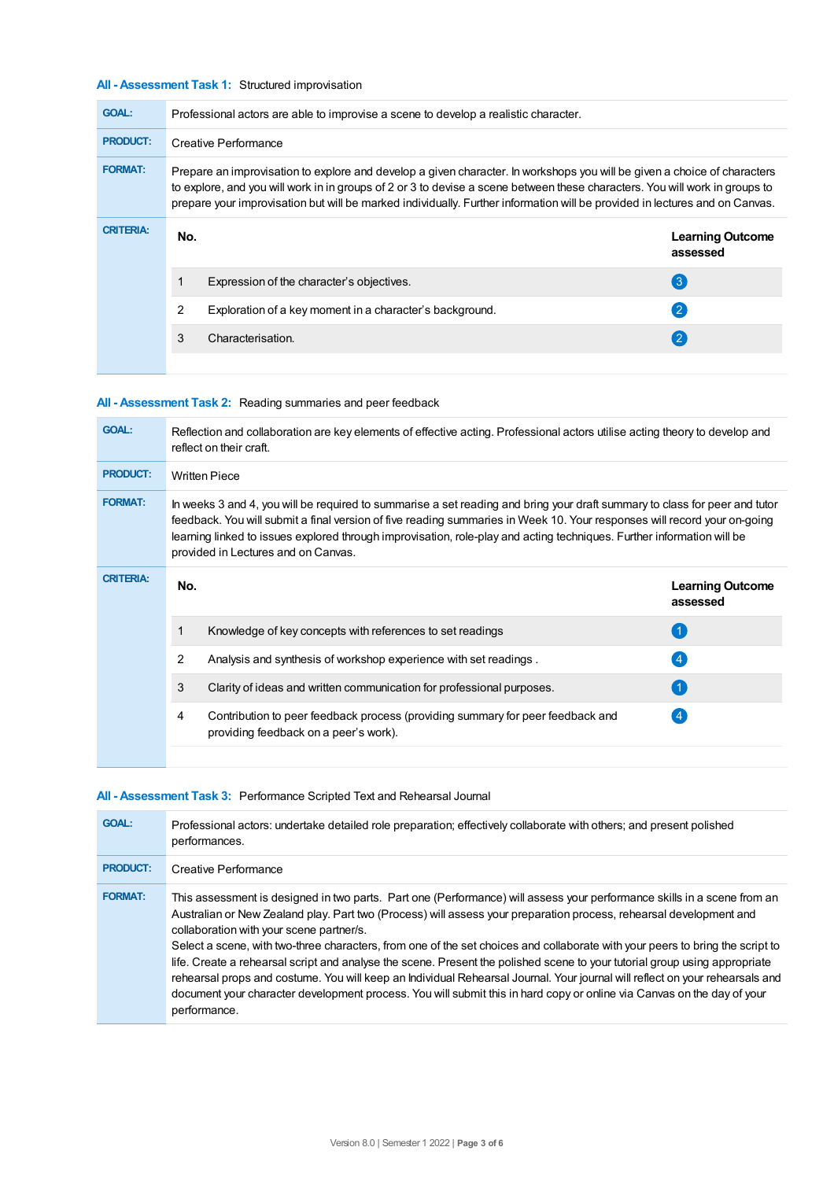### All - Assessment Task 1: Structured improvisation

**GOAL:** Professional actors are able to improvise a scene to develop a realistic character.

**PRODUCT:** Creative Performance

**FORMAT:** Prepare an improvisation to explore and develop a given character. In workshops you will be given a choice of characters to explore, and you will work in in groups of 2 or 3 to devise a scene between these characters. You will work in groups to prepare your improvisation but will be marked individually. Further information will be provided in lectures and on Canvas.

**CRITERIA:**

| No. | | Learning Outcome assessed |
|---|---|---|
| 1 | Expression of the character's objectives. | 3 |
| 2 | Exploration of a key moment in a character's background. | 2 |
| 3 | Characterisation. | 2 |

### All - Assessment Task 2: Reading summaries and peer feedback

**GOAL:** Reflection and collaboration are key elements of effective acting. Professional actors utilise acting theory to develop and reflect on their craft.

**PRODUCT:** Written Piece

**FORMAT:** In weeks 3 and 4, you will be required to summarise a set reading and bring your draft summary to class for peer and tutor feedback. You will submit a final version of five reading summaries in Week 10. Your responses will record your on-going learning linked to issues explored through improvisation, role-play and acting techniques. Further information will be provided in Lectures and on Canvas.

**CRITERIA:**

| No. | | Learning Outcome assessed |
|---|---|---|
| 1 | Knowledge of key concepts with references to set readings | 1 |
| 2 | Analysis and synthesis of workshop experience with set readings . | 4 |
| 3 | Clarity of ideas and written communication for professional purposes. | 1 |
| 4 | Contribution to peer feedback process (providing summary for peer feedback and providing feedback on a peer's work). | 4 |

### All - Assessment Task 3: Performance Scripted Text and Rehearsal Journal

**GOAL:** Professional actors: undertake detailed role preparation; effectively collaborate with others; and present polished performances.

**PRODUCT:** Creative Performance

**FORMAT:** This assessment is designed in two parts. Part one (Performance) will assess your performance skills in a scene from an Australian or New Zealand play. Part two (Process) will assess your preparation process, rehearsal development and collaboration with your scene partner/s.

Select a scene, with two-three characters, from one of the set choices and collaborate with your peers to bring the script to life. Create a rehearsal script and analyse the scene. Present the polished scene to your tutorial group using appropriate rehearsal props and costume. You will keep an Individual Rehearsal Journal. Your journal will reflect on your rehearsals and document your character development process. You will submit this in hard copy or online via Canvas on the day of your performance.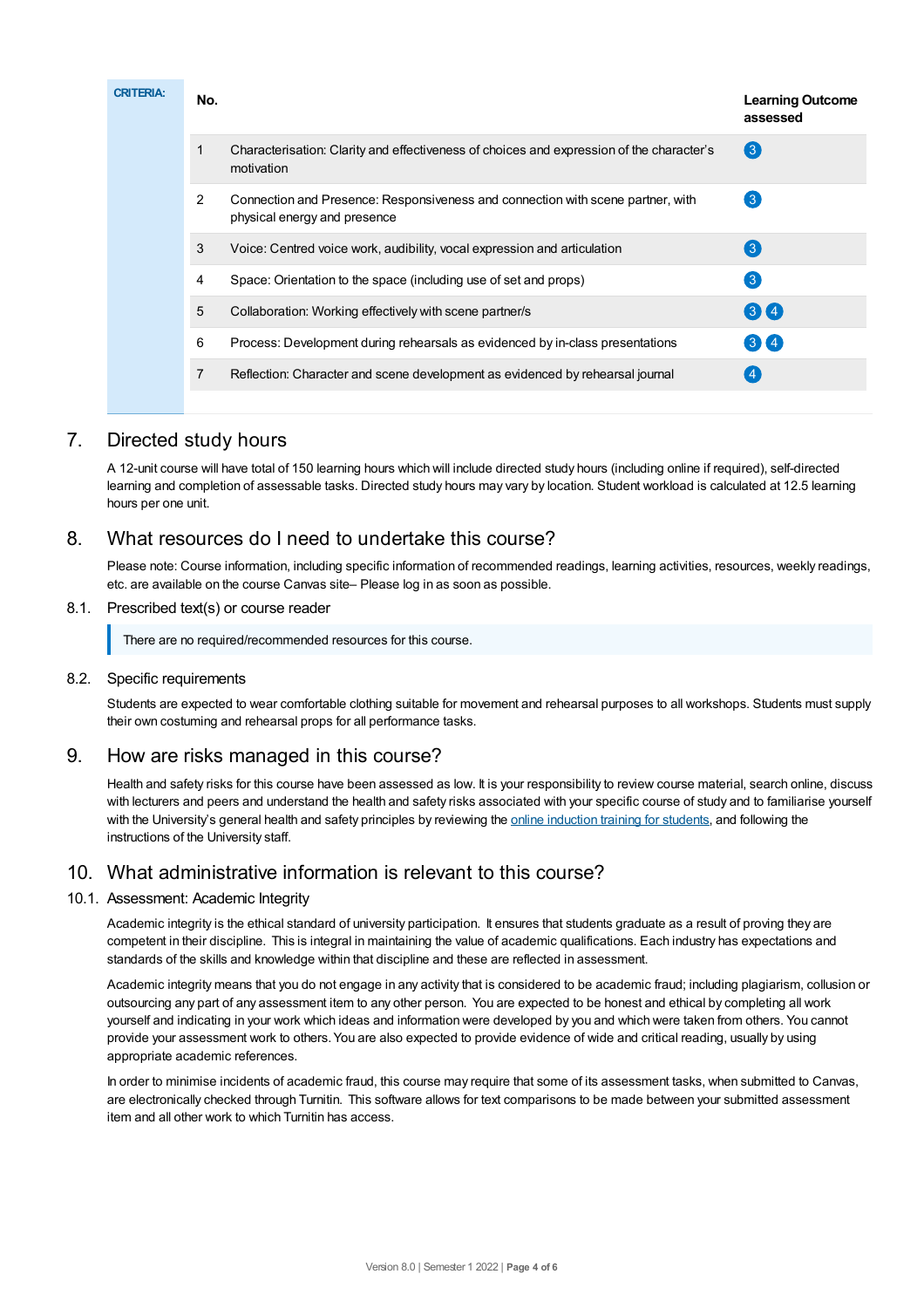**CRITERIA:**

| No. | | Learning Outcome assessed |
|---|---|---|
| 1 | Characterisation: Clarity and effectiveness of choices and expression of the character's motivation | 3 |
| 2 | Connection and Presence: Responsiveness and connection with scene partner, with physical energy and presence | 3 |
| 3 | Voice: Centred voice work, audibility, vocal expression and articulation | 3 |
| 4 | Space: Orientation to the space (including use of set and props) | 3 |
| 5 | Collaboration: Working effectively with scene partner/s | 3 4 |
| 6 | Process: Development during rehearsals as evidenced by in-class presentations | 3 4 |
| 7 | Reflection: Character and scene development as evidenced by rehearsal journal | 4 |

## 7. Directed study hours

A 12-unit course will have total of 150 learning hours which will include directed study hours (including online if required), self-directed learning and completion of assessable tasks. Directed study hours may vary by location. Student workload is calculated at 12.5 learning hours per one unit.

## 8. What resources do I need to undertake this course?

Please note: Course information, including specific information of recommended readings, learning activities, resources, weekly readings, etc. are available on the course Canvas site– Please log in as soon as possible.

### 8.1. Prescribed text(s) or course reader

There are no required/recommended resources for this course.

### 8.2. Specific requirements

Students are expected to wear comfortable clothing suitable for movement and rehearsal purposes to all workshops. Students must supply their own costuming and rehearsal props for all performance tasks.

## 9. How are risks managed in this course?

Health and safety risks for this course have been assessed as low. It is your responsibility to review course material, search online, discuss with lecturers and peers and understand the health and safety risks associated with your specific course of study and to familiarise yourself with the University's general health and safety principles by reviewing the online induction training for students, and following the instructions of the University staff.

## 10. What administrative information is relevant to this course?

### 10.1. Assessment: Academic Integrity

Academic integrity is the ethical standard of university participation. It ensures that students graduate as a result of proving they are competent in their discipline. This is integral in maintaining the value of academic qualifications. Each industry has expectations and standards of the skills and knowledge within that discipline and these are reflected in assessment.

Academic integrity means that you do not engage in any activity that is considered to be academic fraud; including plagiarism, collusion or outsourcing any part of any assessment item to any other person. You are expected to be honest and ethical by completing all work yourself and indicating in your work which ideas and information were developed by you and which were taken from others. You cannot provide your assessment work to others. You are also expected to provide evidence of wide and critical reading, usually by using appropriate academic references.

In order to minimise incidents of academic fraud, this course may require that some of its assessment tasks, when submitted to Canvas, are electronically checked through Turnitin. This software allows for text comparisons to be made between your submitted assessment item and all other work to which Turnitin has access.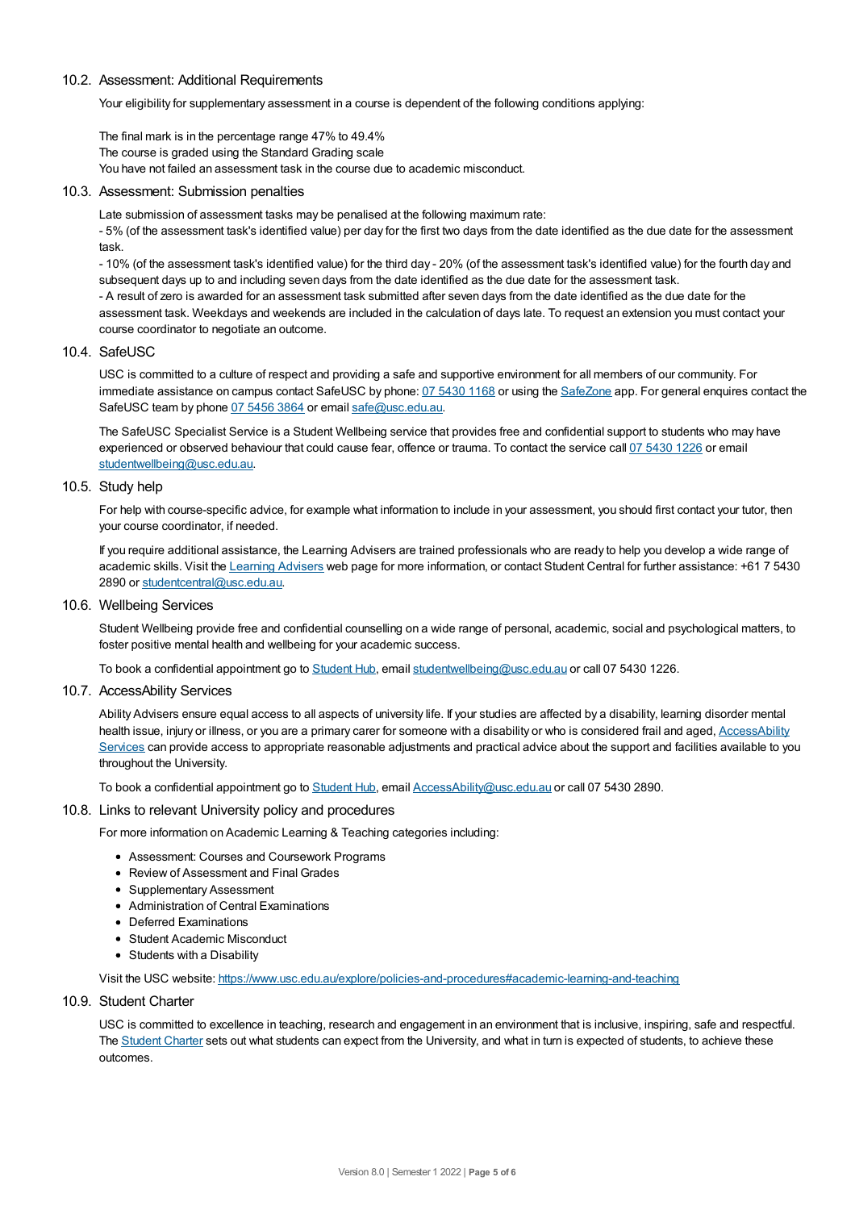### 10.2. Assessment: Additional Requirements

Your eligibility for supplementary assessment in a course is dependent of the following conditions applying:

The final mark is in the percentage range 47% to 49.4%
The course is graded using the Standard Grading scale
You have not failed an assessment task in the course due to academic misconduct.

### 10.3. Assessment: Submission penalties

Late submission of assessment tasks may be penalised at the following maximum rate:
- 5% (of the assessment task's identified value) per day for the first two days from the date identified as the due date for the assessment task.
- 10% (of the assessment task's identified value) for the third day - 20% (of the assessment task's identified value) for the fourth day and subsequent days up to and including seven days from the date identified as the due date for the assessment task.
- A result of zero is awarded for an assessment task submitted after seven days from the date identified as the due date for the assessment task. Weekdays and weekends are included in the calculation of days late. To request an extension you must contact your course coordinator to negotiate an outcome.

### 10.4. SafeUSC

USC is committed to a culture of respect and providing a safe and supportive environment for all members of our community. For immediate assistance on campus contact SafeUSC by phone: 07 5430 1168 or using the SafeZone app. For general enquires contact the SafeUSC team by phone 07 5456 3864 or email safe@usc.edu.au.

The SafeUSC Specialist Service is a Student Wellbeing service that provides free and confidential support to students who may have experienced or observed behaviour that could cause fear, offence or trauma. To contact the service call 07 5430 1226 or email studentwellbeing@usc.edu.au.

### 10.5. Study help

For help with course-specific advice, for example what information to include in your assessment, you should first contact your tutor, then your course coordinator, if needed.

If you require additional assistance, the Learning Advisers are trained professionals who are ready to help you develop a wide range of academic skills. Visit the Learning Advisers web page for more information, or contact Student Central for further assistance: +61 7 5430 2890 or studentcentral@usc.edu.au.

### 10.6. Wellbeing Services

Student Wellbeing provide free and confidential counselling on a wide range of personal, academic, social and psychological matters, to foster positive mental health and wellbeing for your academic success.

To book a confidential appointment go to Student Hub, email studentwellbeing@usc.edu.au or call 07 5430 1226.

### 10.7. AccessAbility Services

Ability Advisers ensure equal access to all aspects of university life. If your studies are affected by a disability, learning disorder mental health issue, injury or illness, or you are a primary carer for someone with a disability or who is considered frail and aged, AccessAbility Services can provide access to appropriate reasonable adjustments and practical advice about the support and facilities available to you throughout the University.

To book a confidential appointment go to Student Hub, email AccessAbility@usc.edu.au or call 07 5430 2890.

### 10.8. Links to relevant University policy and procedures

For more information on Academic Learning & Teaching categories including:

- Assessment: Courses and Coursework Programs
- Review of Assessment and Final Grades
- Supplementary Assessment
- Administration of Central Examinations
- Deferred Examinations
- Student Academic Misconduct
- Students with a Disability

Visit the USC website: https://www.usc.edu.au/explore/policies-and-procedures#academic-learning-and-teaching

### 10.9. Student Charter

USC is committed to excellence in teaching, research and engagement in an environment that is inclusive, inspiring, safe and respectful. The Student Charter sets out what students can expect from the University, and what in turn is expected of students, to achieve these outcomes.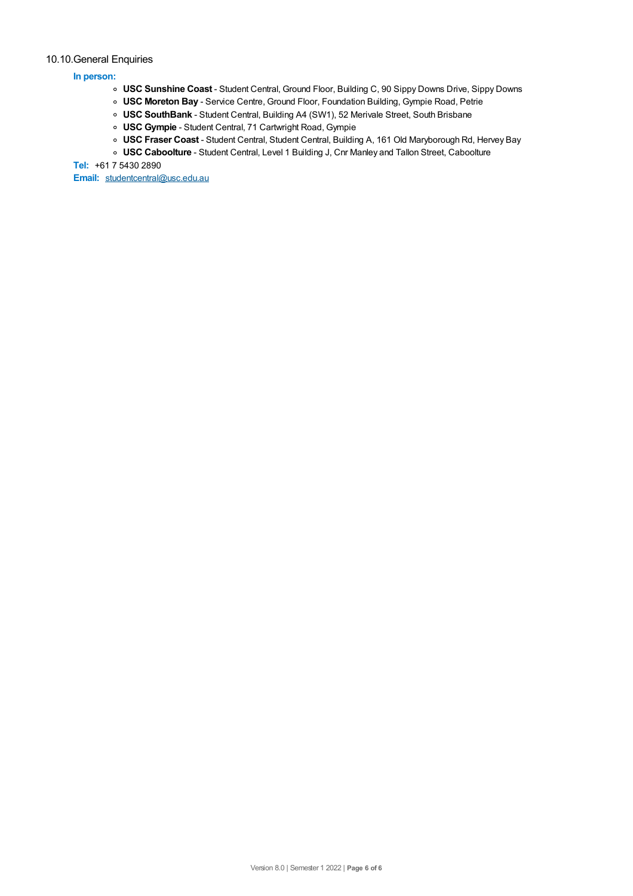### 10.10.General Enquiries

**In person:**

- **USC Sunshine Coast** - Student Central, Ground Floor, Building C, 90 Sippy Downs Drive, Sippy Downs
- **USC Moreton Bay** - Service Centre, Ground Floor, Foundation Building, Gympie Road, Petrie
- **USC SouthBank** - Student Central, Building A4 (SW1), 52 Merivale Street, South Brisbane
- **USC Gympie** - Student Central, 71 Cartwright Road, Gympie
- **USC Fraser Coast** - Student Central, Student Central, Building A, 161 Old Maryborough Rd, Hervey Bay
- **USC Caboolture** - Student Central, Level 1 Building J, Cnr Manley and Tallon Street, Caboolture

**Tel:** +61 7 5430 2890

**Email:** studentcentral@usc.edu.au